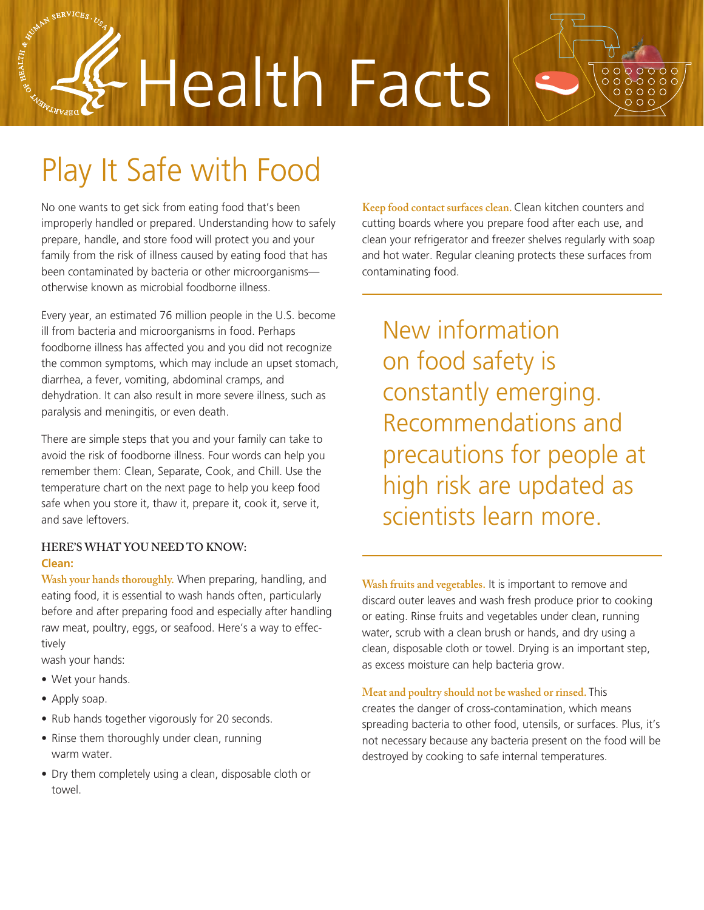# Health Facts

## Play It Safe with Food

No one wants to get sick from eating food that's been improperly handled or prepared. Understanding how to safely prepare, handle, and store food will protect you and your family from the risk of illness caused by eating food that has been contaminated by bacteria or other microorganisms—otherwise known as microbial foodborne illness.

Every year, an estimated 76 million people in the U.S. become ill from bacteria and microorganisms in food. Perhaps foodborne illness has affected you and you did not recognize the common symptoms, which may include an upset stomach, diarrhea, a fever, vomiting, abdominal cramps, and dehydration. It can also result in more severe illness, such as paralysis and meningitis, or even death.

There are simple steps that you and your family can take to avoid the risk of foodborne illness. Four words can help you remember them: Clean, Separate, Cook, and Chill. Use the temperature chart on the next page to help you keep food safe when you store it, thaw it, prepare it, cook it, serve it, and save leftovers.

### HERE'S WHAT YOU NEED TO KNOW:

**Clean:**

**Wash your hands thoroughly.** When preparing, handling, and eating food, it is essential to wash hands often, particularly before and after preparing food and especially after handling raw meat, poultry, eggs, or seafood. Here's a way to effectively wash your hands:

- Wet your hands.
- Apply soap.
- Rub hands together vigorously for 20 seconds.
- Rinse them thoroughly under clean, running warm water.
- Dry them completely using a clean, disposable cloth or towel.

**Keep food contact surfaces clean.** Clean kitchen counters and cutting boards where you prepare food after each use, and clean your refrigerator and freezer shelves regularly with soap and hot water. Regular cleaning protects these surfaces from contaminating food.

> New information on food safety is constantly emerging. Recommendations and precautions for people at high risk are updated as scientists learn more.

**Wash fruits and vegetables.** It is important to remove and discard outer leaves and wash fresh produce prior to cooking or eating. Rinse fruits and vegetables under clean, running water, scrub with a clean brush or hands, and dry using a clean, disposable cloth or towel. Drying is an important step, as excess moisture can help bacteria grow.

**Meat and poultry should not be washed or rinsed.** This creates the danger of cross-contamination, which means spreading bacteria to other food, utensils, or surfaces. Plus, it's not necessary because any bacteria present on the food will be destroyed by cooking to safe internal temperatures.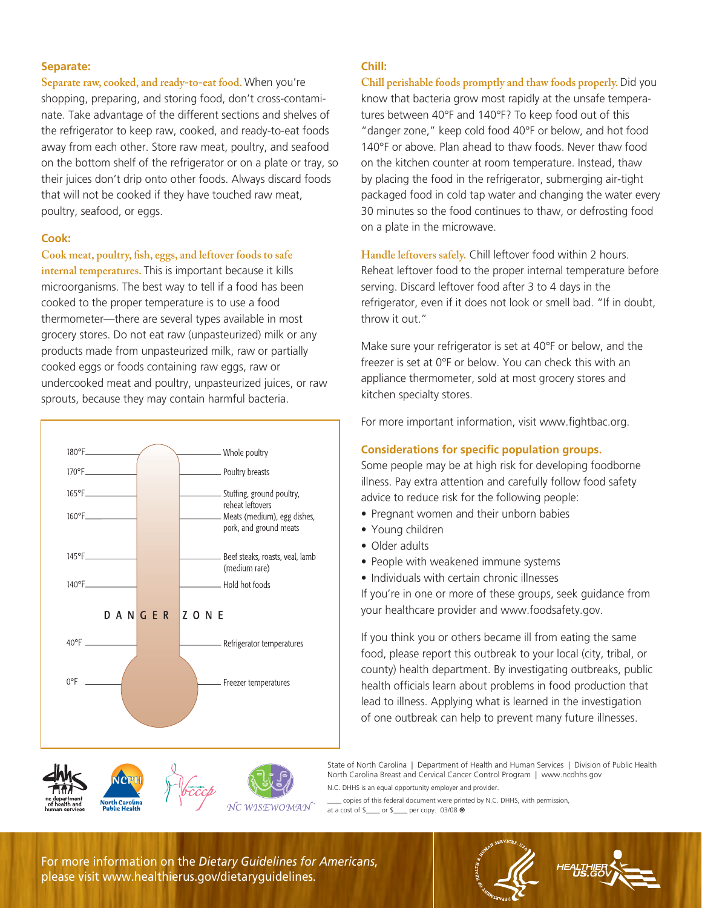### Separate:

**Separate raw, cooked, and ready-to-eat food.** When you're shopping, preparing, and storing food, don't cross-contaminate. Take advantage of the different sections and shelves of the refrigerator to keep raw, cooked, and ready-to-eat foods away from each other. Store raw meat, poultry, and seafood on the bottom shelf of the refrigerator or on a plate or tray, so their juices don't drip onto other foods. Always discard foods that will not be cooked if they have touched raw meat, poultry, seafood, or eggs.

### Cook:

**Cook meat, poultry, fish, eggs, and leftover foods to safe internal temperatures.** This is important because it kills microorganisms. The best way to tell if a food has been cooked to the proper temperature is to use a food thermometer—there are several types available in most grocery stores. Do not eat raw (unpasteurized) milk or any products made from unpasteurized milk, raw or partially cooked eggs or foods containing raw eggs, raw or undercooked meat and poultry, unpasteurized juices, or raw sprouts, because they may contain harmful bacteria.

180°F — Whole poultry
170°F — Poultry breasts
165°F — Stuffing, ground poultry, reheat leftovers
160°F — Meats (medium), egg dishes, pork, and ground meats
145°F — Beef steaks, roasts, veal, lamb (medium rare)
140°F — Hold hot foods
DANGER ZONE
40°F — Refrigerator temperatures
0°F — Freezer temperatures

### Chill:

**Chill perishable foods promptly and thaw foods properly.** Did you know that bacteria grow most rapidly at the unsafe temperatures between 40°F and 140°F? To keep food out of this "danger zone," keep cold food 40°F or below, and hot food 140°F or above. Plan ahead to thaw foods. Never thaw food on the kitchen counter at room temperature. Instead, thaw by placing the food in the refrigerator, submerging air-tight packaged food in cold tap water and changing the water every 30 minutes so the food continues to thaw, or defrosting food on a plate in the microwave.

**Handle leftovers safely.** Chill leftover food within 2 hours. Reheat leftover food to the proper internal temperature before serving. Discard leftover food after 3 to 4 days in the refrigerator, even if it does not look or smell bad. "If in doubt, throw it out."

Make sure your refrigerator is set at 40°F or below, and the freezer is set at 0°F or below. You can check this with an appliance thermometer, sold at most grocery stores and kitchen specialty stores.

For more important information, visit www.fightbac.org.

### Considerations for specific population groups.

Some people may be at high risk for developing foodborne illness. Pay extra attention and carefully follow food safety advice to reduce risk for the following people:

- Pregnant women and their unborn babies
- Young children
- Older adults
- People with weakened immune systems
- Individuals with certain chronic illnesses

If you're in one or more of these groups, seek guidance from your healthcare provider and www.foodsafety.gov.

If you think you or others became ill from eating the same food, please report this outbreak to your local (city, tribal, or county) health department. By investigating outbreaks, public health officials learn about problems in food production that lead to illness. Applying what is learned in the investigation of one outbreak can help to prevent many future illnesses.

nc department of health and human services | NCPH North Carolina Public Health | bcccp | NC WISEWOMAN

State of North Carolina | Department of Health and Human Services | Division of Public Health
North Carolina Breast and Cervical Cancer Control Program | www.ncdhhs.gov

N.C. DHHS is an equal opportunity employer and provider.

____ copies of this federal document were printed by N.C. DHHS, with permission, at a cost of $____ or $____ per copy. 03/08

For more information on the *Dietary Guidelines for Americans*, please visit www.healthierus.gov/dietaryguidelines.

HEALTHIER US.GOV